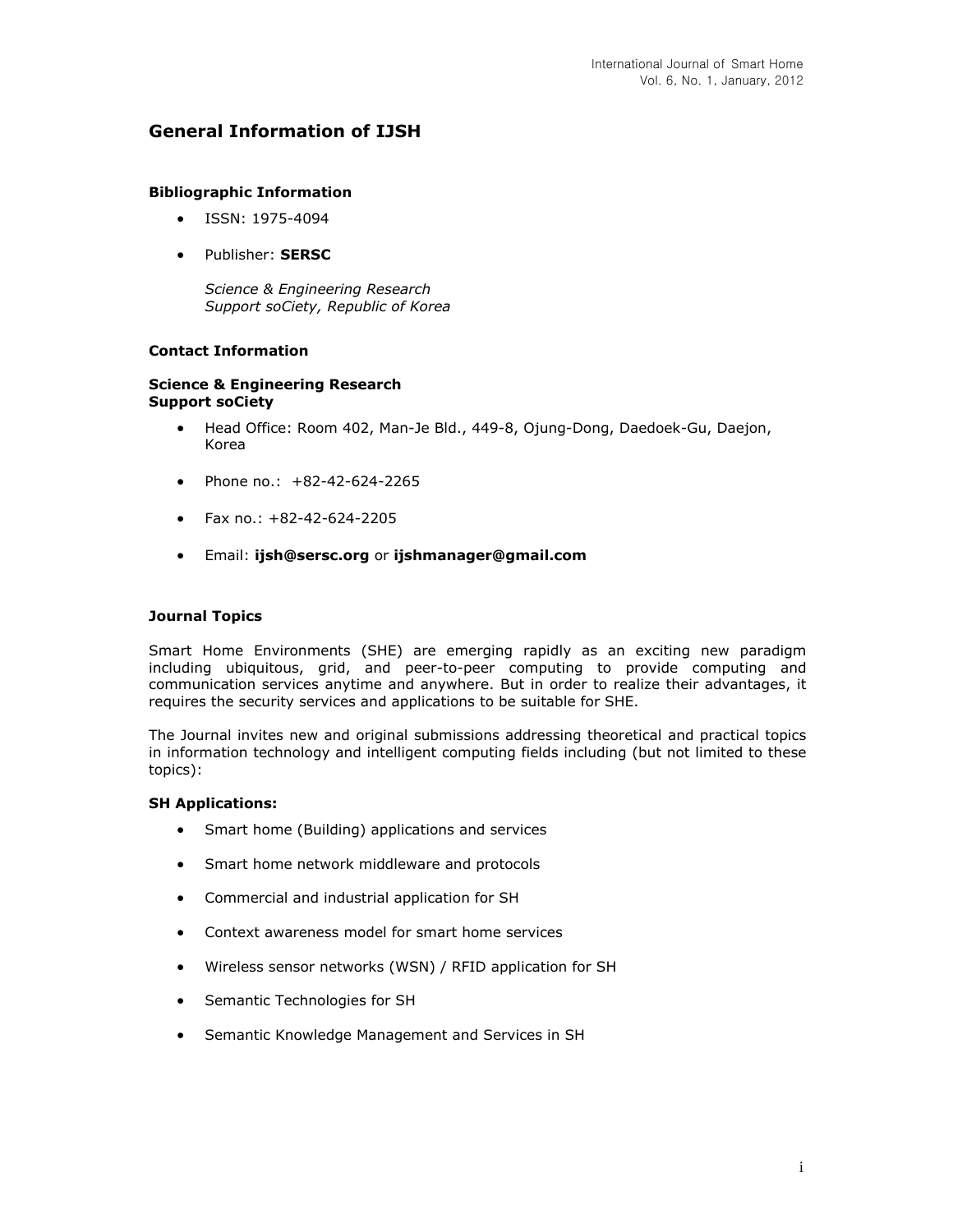## General Information of IJSH

### Bibliographic Information

- ISSN: 1975-4094
- Publisher: **SERSC**

  *Science & Engineering Research Support soCiety, Republic of Korea*

### Contact Information

**Science & Engineering Research Support soCiety**

- Head Office: Room 402, Man-Je Bld., 449-8, Ojung-Dong, Daedoek-Gu, Daejon, Korea
- Phone no.: +82-42-624-2265
- Fax no.: +82-42-624-2205
- Email: **ijsh@sersc.org** or **ijshmanager@gmail.com**

### Journal Topics

Smart Home Environments (SHE) are emerging rapidly as an exciting new paradigm including ubiquitous, grid, and peer-to-peer computing to provide computing and communication services anytime and anywhere. But in order to realize their advantages, it requires the security services and applications to be suitable for SHE.

The Journal invites new and original submissions addressing theoretical and practical topics in information technology and intelligent computing fields including (but not limited to these topics):

**SH Applications:**

- Smart home (Building) applications and services
- Smart home network middleware and protocols
- Commercial and industrial application for SH
- Context awareness model for smart home services
- Wireless sensor networks (WSN) / RFID application for SH
- Semantic Technologies for SH
- Semantic Knowledge Management and Services in SH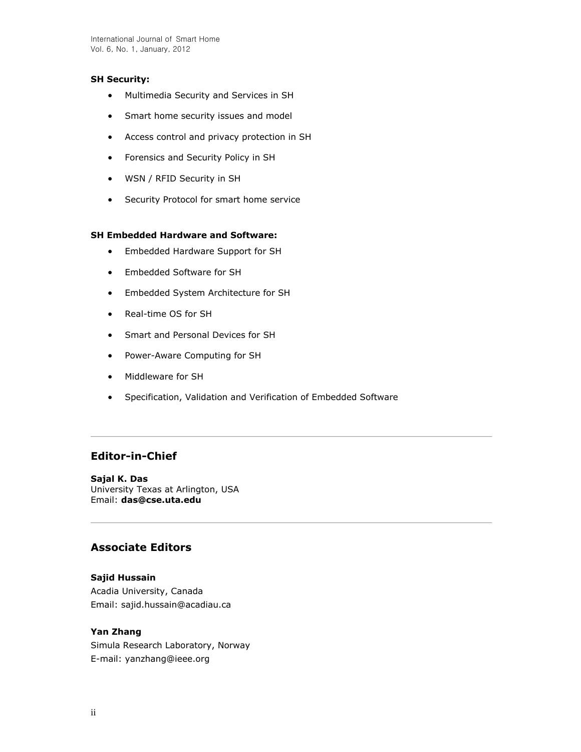**SH Security:**

- Multimedia Security and Services in SH
- Smart home security issues and model
- Access control and privacy protection in SH
- Forensics and Security Policy in SH
- WSN / RFID Security in SH
- Security Protocol for smart home service

**SH Embedded Hardware and Software:**

- Embedded Hardware Support for SH
- Embedded Software for SH
- Embedded System Architecture for SH
- Real-time OS for SH
- Smart and Personal Devices for SH
- Power-Aware Computing for SH
- Middleware for SH
- Specification, Validation and Verification of Embedded Software

---

## Editor-in-Chief

**Sajal K. Das**
University Texas at Arlington, USA
Email: **das@cse.uta.edu**

---

## Associate Editors

**Sajid Hussain**
Acadia University, Canada
Email: sajid.hussain@acadiau.ca

**Yan Zhang**
Simula Research Laboratory, Norway
E-mail: yanzhang@ieee.org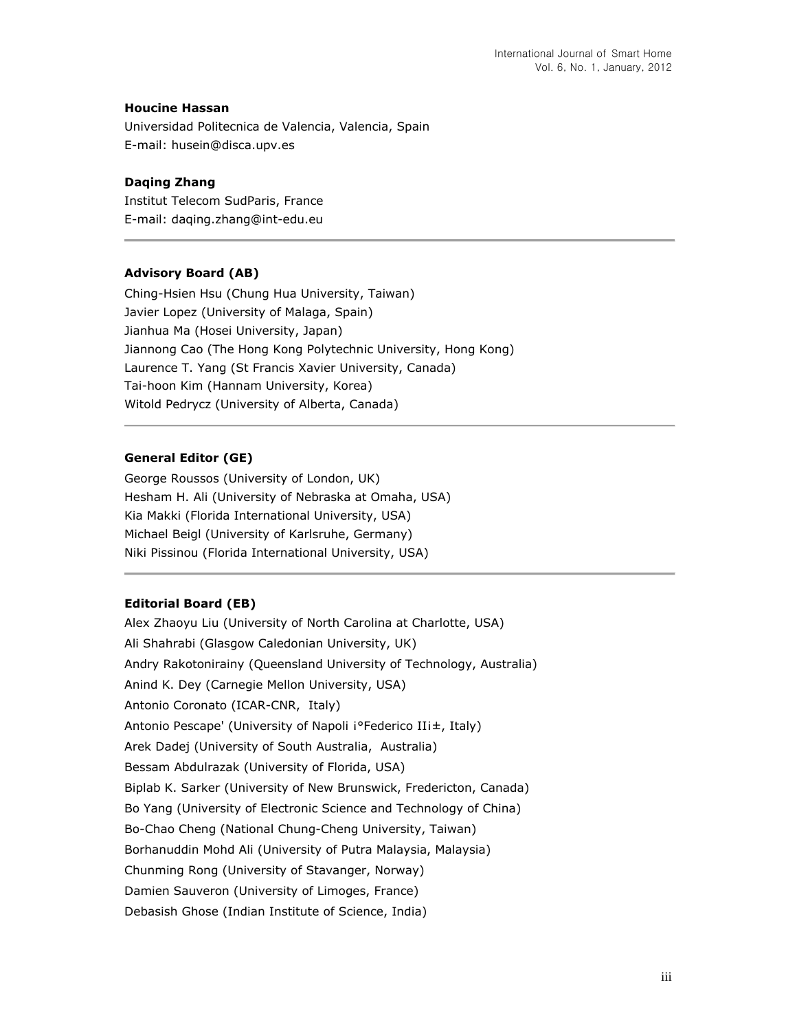**Houcine Hassan**
Universidad Politecnica de Valencia, Valencia, Spain
E-mail: husein@disca.upv.es

**Daqing Zhang**
Institut Telecom SudParis, France
E-mail: daqing.zhang@int-edu.eu

---

**Advisory Board (AB)**

Ching-Hsien Hsu (Chung Hua University, Taiwan)
Javier Lopez (University of Malaga, Spain)
Jianhua Ma (Hosei University, Japan)
Jiannong Cao (The Hong Kong Polytechnic University, Hong Kong)
Laurence T. Yang (St Francis Xavier University, Canada)
Tai-hoon Kim (Hannam University, Korea)
Witold Pedrycz (University of Alberta, Canada)

---

**General Editor (GE)**

George Roussos (University of London, UK)
Hesham H. Ali (University of Nebraska at Omaha, USA)
Kia Makki (Florida International University, USA)
Michael Beigl (University of Karlsruhe, Germany)
Niki Pissinou (Florida International University, USA)

---

**Editorial Board (EB)**

Alex Zhaoyu Liu (University of North Carolina at Charlotte, USA)
Ali Shahrabi (Glasgow Caledonian University, UK)
Andry Rakotonirainy (Queensland University of Technology, Australia)
Anind K. Dey (Carnegie Mellon University, USA)
Antonio Coronato (ICAR-CNR, Italy)
Antonio Pescape' (University of Napoli ¡°Federico II¡±, Italy)
Arek Dadej (University of South Australia, Australia)
Bessam Abdulrazak (University of Florida, USA)
Biplab K. Sarker (University of New Brunswick, Fredericton, Canada)
Bo Yang (University of Electronic Science and Technology of China)
Bo-Chao Cheng (National Chung-Cheng University, Taiwan)
Borhanuddin Mohd Ali (University of Putra Malaysia, Malaysia)
Chunming Rong (University of Stavanger, Norway)
Damien Sauveron (University of Limoges, France)
Debasish Ghose (Indian Institute of Science, India)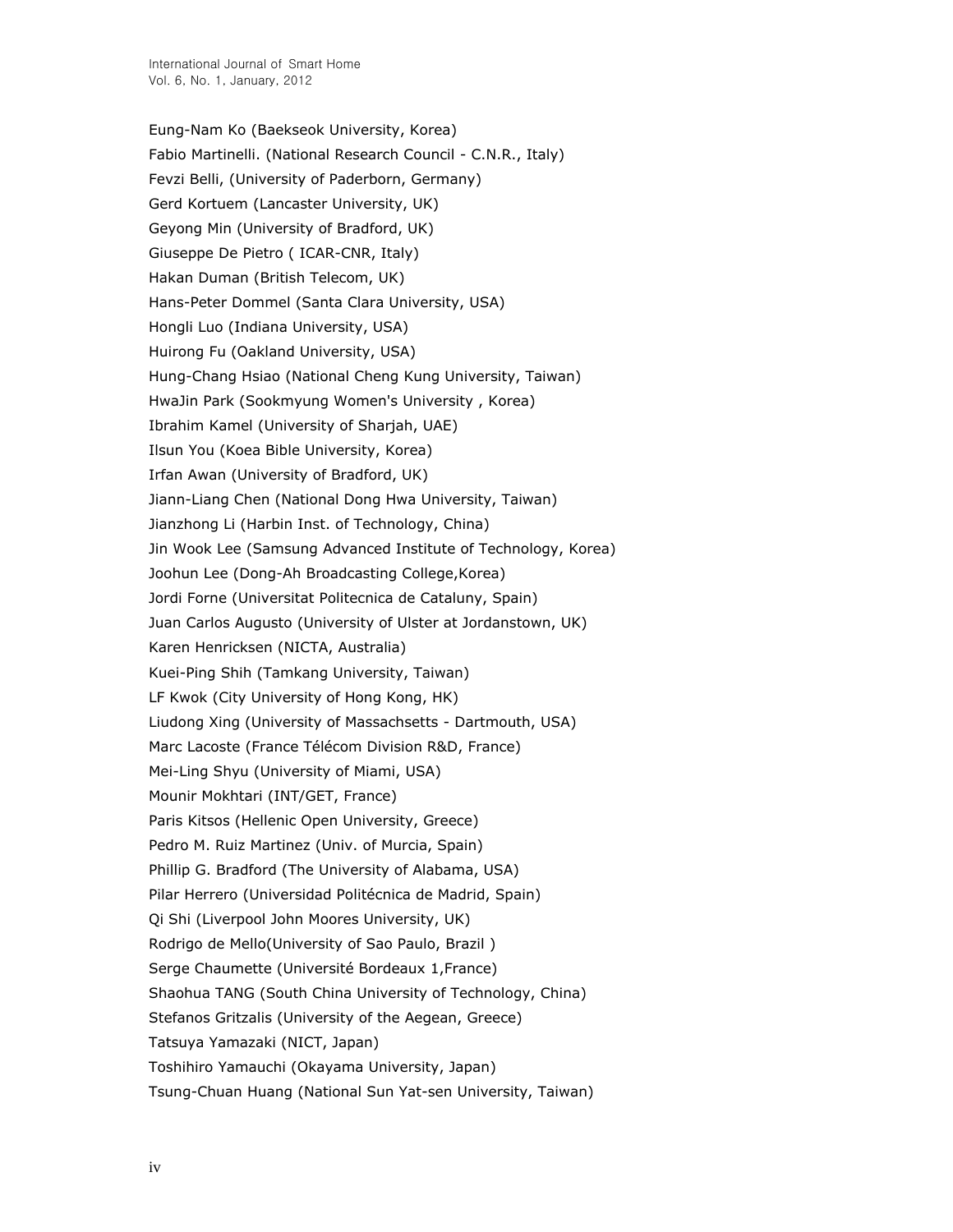Eung-Nam Ko (Baekseok University, Korea)

Fabio Martinelli. (National Research Council - C.N.R., Italy)

Fevzi Belli, (University of Paderborn, Germany)

Gerd Kortuem (Lancaster University, UK)

Geyong Min (University of Bradford, UK)

Giuseppe De Pietro ( ICAR-CNR, Italy)

Hakan Duman (British Telecom, UK)

Hans-Peter Dommel (Santa Clara University, USA)

Hongli Luo (Indiana University, USA)

Huirong Fu (Oakland University, USA)

Hung-Chang Hsiao (National Cheng Kung University, Taiwan)

HwaJin Park (Sookmyung Women's University , Korea)

Ibrahim Kamel (University of Sharjah, UAE)

Ilsun You (Koea Bible University, Korea)

Irfan Awan (University of Bradford, UK)

Jiann-Liang Chen (National Dong Hwa University, Taiwan)

Jianzhong Li (Harbin Inst. of Technology, China)

Jin Wook Lee (Samsung Advanced Institute of Technology, Korea)

Joohun Lee (Dong-Ah Broadcasting College,Korea)

Jordi Forne (Universitat Politecnica de Cataluny, Spain)

Juan Carlos Augusto (University of Ulster at Jordanstown, UK)

Karen Henricksen (NICTA, Australia)

Kuei-Ping Shih (Tamkang University, Taiwan)

LF Kwok (City University of Hong Kong, HK)

Liudong Xing (University of Massachsetts - Dartmouth, USA)

Marc Lacoste (France Télécom Division R&D, France)

Mei-Ling Shyu (University of Miami, USA)

Mounir Mokhtari (INT/GET, France)

Paris Kitsos (Hellenic Open University, Greece)

Pedro M. Ruiz Martinez (Univ. of Murcia, Spain)

Phillip G. Bradford (The University of Alabama, USA)

Pilar Herrero (Universidad Politécnica de Madrid, Spain)

Qi Shi (Liverpool John Moores University, UK)

Rodrigo de Mello(University of Sao Paulo, Brazil )

Serge Chaumette (Université Bordeaux 1,France)

Shaohua TANG (South China University of Technology, China)

Stefanos Gritzalis (University of the Aegean, Greece)

Tatsuya Yamazaki (NICT, Japan)

Toshihiro Yamauchi (Okayama University, Japan)

Tsung-Chuan Huang (National Sun Yat-sen University, Taiwan)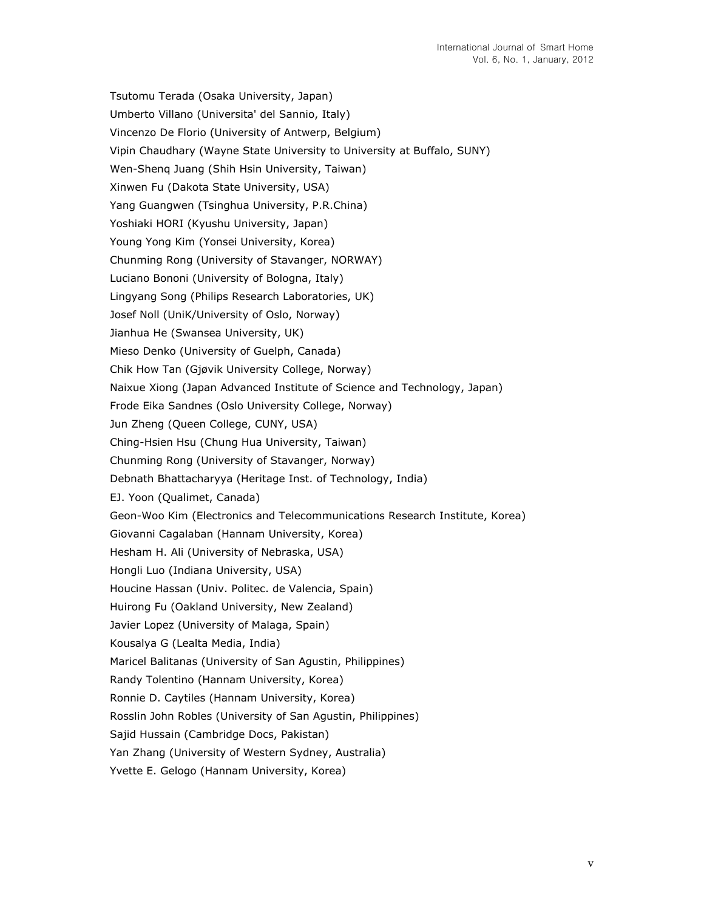Tsutomu Terada (Osaka University, Japan)

Umberto Villano (Universita' del Sannio, Italy)

Vincenzo De Florio (University of Antwerp, Belgium)

Vipin Chaudhary (Wayne State University to University at Buffalo, SUNY)

Wen-Shenq Juang (Shih Hsin University, Taiwan)

Xinwen Fu (Dakota State University, USA)

Yang Guangwen (Tsinghua University, P.R.China)

Yoshiaki HORI (Kyushu University, Japan)

Young Yong Kim (Yonsei University, Korea)

Chunming Rong (University of Stavanger, NORWAY)

Luciano Bononi (University of Bologna, Italy)

Lingyang Song (Philips Research Laboratories, UK)

Josef Noll (UniK/University of Oslo, Norway)

Jianhua He (Swansea University, UK)

Mieso Denko (University of Guelph, Canada)

Chik How Tan (Gjøvik University College, Norway)

Naixue Xiong (Japan Advanced Institute of Science and Technology, Japan)

Frode Eika Sandnes (Oslo University College, Norway)

Jun Zheng (Queen College, CUNY, USA)

Ching-Hsien Hsu (Chung Hua University, Taiwan)

Chunming Rong (University of Stavanger, Norway)

Debnath Bhattacharyya (Heritage Inst. of Technology, India)

EJ. Yoon (Qualimet, Canada)

Geon-Woo Kim (Electronics and Telecommunications Research Institute, Korea)

Giovanni Cagalaban (Hannam University, Korea)

Hesham H. Ali (University of Nebraska, USA)

Hongli Luo (Indiana University, USA)

Houcine Hassan (Univ. Politec. de Valencia, Spain)

Huirong Fu (Oakland University, New Zealand)

Javier Lopez (University of Malaga, Spain)

Kousalya G (Lealta Media, India)

Maricel Balitanas (University of San Agustin, Philippines)

Randy Tolentino (Hannam University, Korea)

Ronnie D. Caytiles (Hannam University, Korea)

Rosslin John Robles (University of San Agustin, Philippines)

Sajid Hussain (Cambridge Docs, Pakistan)

Yan Zhang (University of Western Sydney, Australia)

Yvette E. Gelogo (Hannam University, Korea)